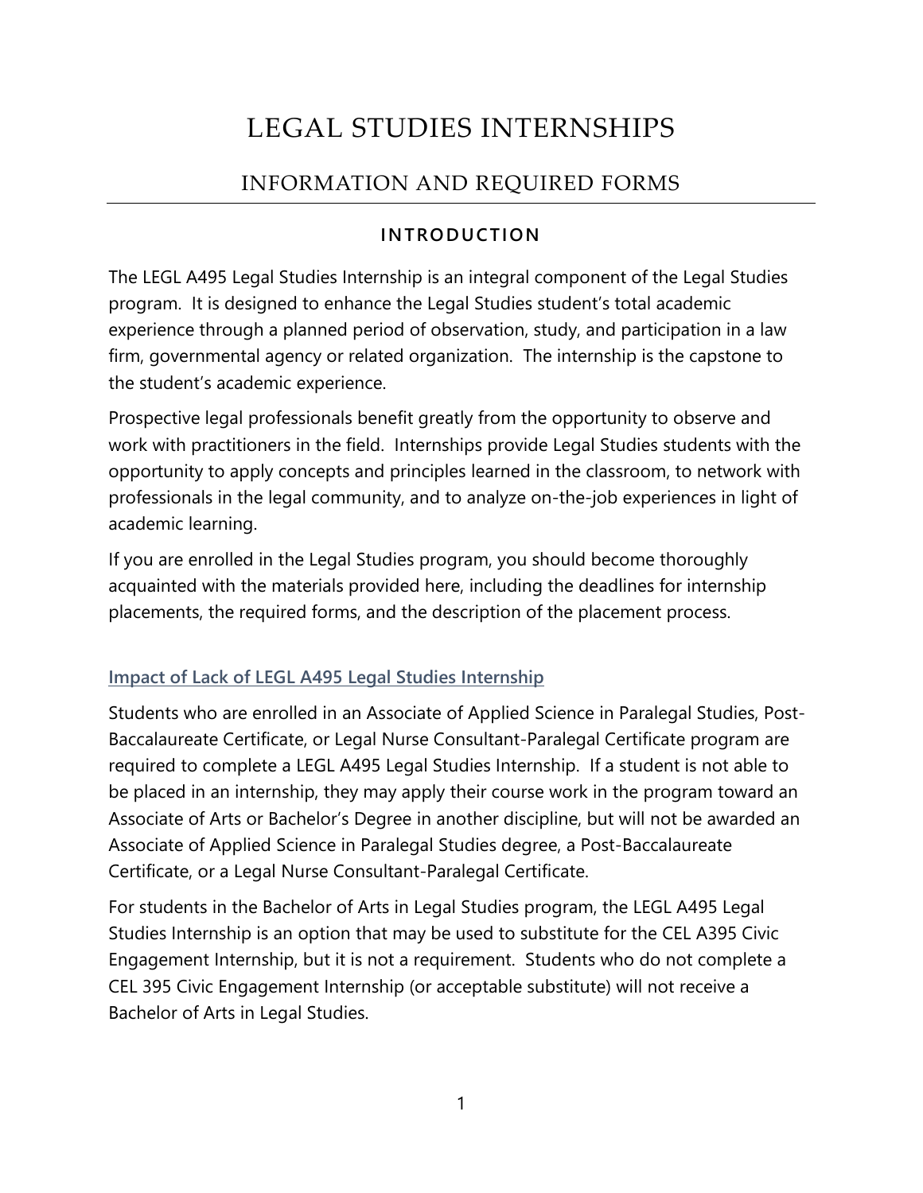# LEGAL STUDIES INTERNSHIPS

## INFORMATION AND REQUIRED FORMS

### INTRODUCTION

The LEGL A495 Legal Studies Internship is an integral component of the Legal Studies program. It is designed to enhance the Legal Studies student's total academic experience through a planned period of observation, study, and participation in a law firm, governmental agency or related organization. The internship is the capstone to the student's academic experience.

Prospective legal professionals benefit greatly from the opportunity to observe and work with practitioners in the field. Internships provide Legal Studies students with the opportunity to apply concepts and principles learned in the classroom, to network with professionals in the legal community, and to analyze on-the-job experiences in light of academic learning.

If you are enrolled in the Legal Studies program, you should become thoroughly acquainted with the materials provided here, including the deadlines for internship placements, the required forms, and the description of the placement process.

#### Impact of Lack of LEGL A495 Legal Studies Internship

Students who are enrolled in an Associate of Applied Science in Paralegal Studies, Post-Baccalaureate Certificate, or Legal Nurse Consultant-Paralegal Certificate program are required to complete a LEGL A495 Legal Studies Internship. If a student is not able to be placed in an internship, they may apply their course work in the program toward an Associate of Arts or Bachelor's Degree in another discipline, but will not be awarded an Associate of Applied Science in Paralegal Studies degree, a Post-Baccalaureate Certificate, or a Legal Nurse Consultant-Paralegal Certificate.

For students in the Bachelor of Arts in Legal Studies program, the LEGL A495 Legal Studies Internship is an option that may be used to substitute for the CEL A395 Civic Engagement Internship, but it is not a requirement. Students who do not complete a CEL 395 Civic Engagement Internship (or acceptable substitute) will not receive a Bachelor of Arts in Legal Studies.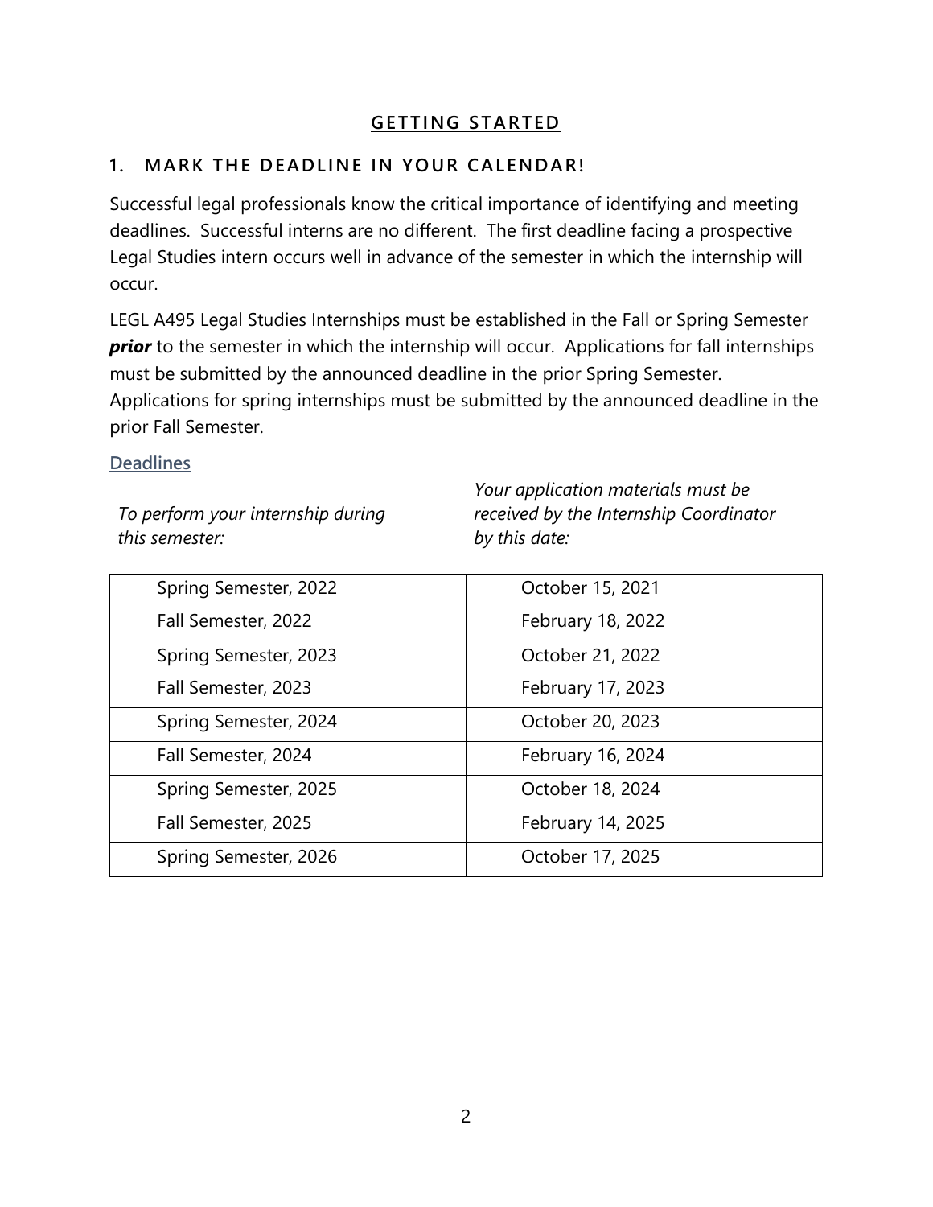## GETTING STARTED

### 1. MARK THE DEADLINE IN YOUR CALENDAR!

Successful legal professionals know the critical importance of identifying and meeting deadlines. Successful interns are no different. The first deadline facing a prospective Legal Studies intern occurs well in advance of the semester in which the internship will occur.

LEGL A495 Legal Studies Internships must be established in the Fall or Spring Semester ***prior*** to the semester in which the internship will occur. Applications for fall internships must be submitted by the announced deadline in the prior Spring Semester. Applications for spring internships must be submitted by the announced deadline in the prior Fall Semester.

#### Deadlines

| *To perform your internship during this semester:* | *Your application materials must be received by the Internship Coordinator by this date:* |
|---|---|
| Spring Semester, 2022 | October 15, 2021 |
| Fall Semester, 2022 | February 18, 2022 |
| Spring Semester, 2023 | October 21, 2022 |
| Fall Semester, 2023 | February 17, 2023 |
| Spring Semester, 2024 | October 20, 2023 |
| Fall Semester, 2024 | February 16, 2024 |
| Spring Semester, 2025 | October 18, 2024 |
| Fall Semester, 2025 | February 14, 2025 |
| Spring Semester, 2026 | October 17, 2025 |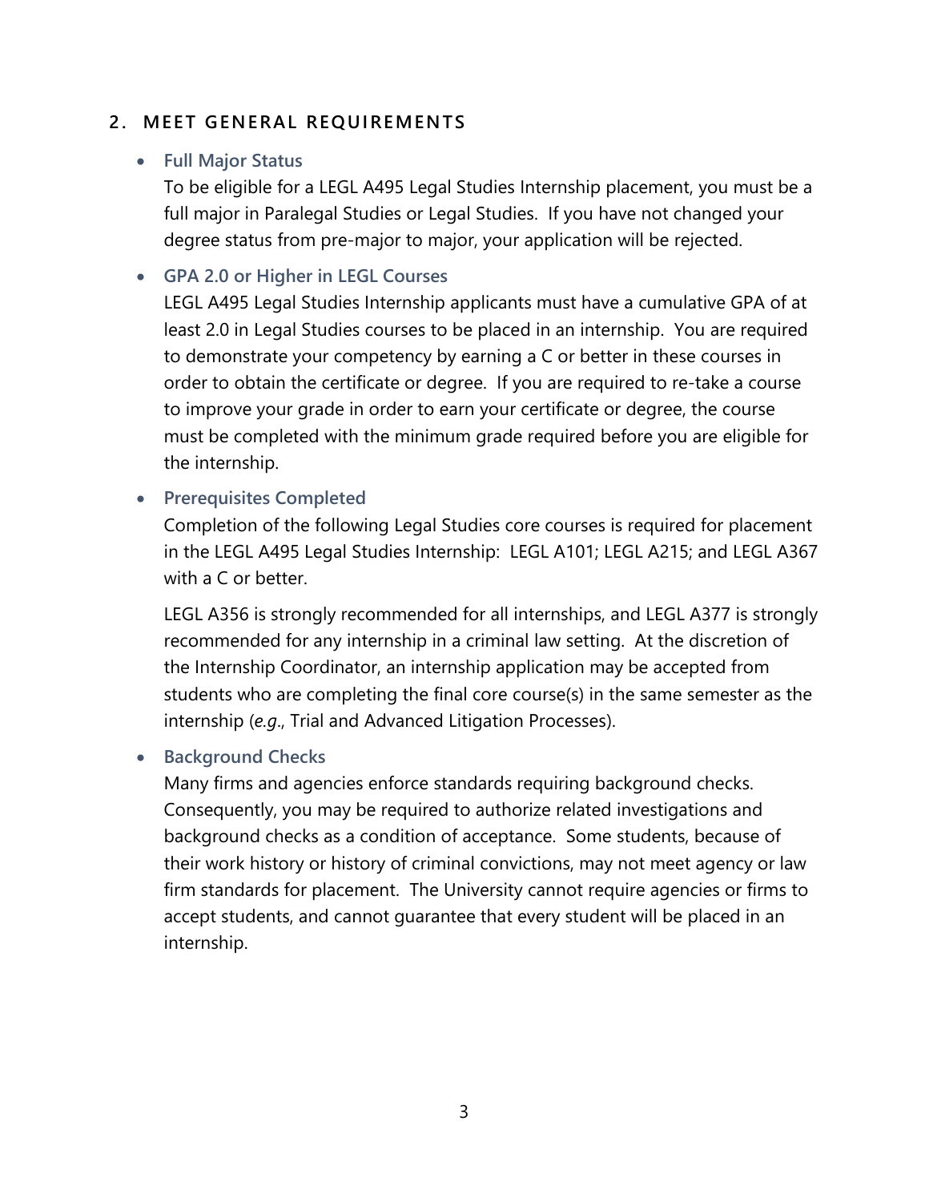## 2. MEET GENERAL REQUIREMENTS

- **Full Major Status**

  To be eligible for a LEGL A495 Legal Studies Internship placement, you must be a full major in Paralegal Studies or Legal Studies. If you have not changed your degree status from pre-major to major, your application will be rejected.

- **GPA 2.0 or Higher in LEGL Courses**

  LEGL A495 Legal Studies Internship applicants must have a cumulative GPA of at least 2.0 in Legal Studies courses to be placed in an internship. You are required to demonstrate your competency by earning a C or better in these courses in order to obtain the certificate or degree. If you are required to re-take a course to improve your grade in order to earn your certificate or degree, the course must be completed with the minimum grade required before you are eligible for the internship.

- **Prerequisites Completed**

  Completion of the following Legal Studies core courses is required for placement in the LEGL A495 Legal Studies Internship: LEGL A101; LEGL A215; and LEGL A367 with a C or better.

  LEGL A356 is strongly recommended for all internships, and LEGL A377 is strongly recommended for any internship in a criminal law setting. At the discretion of the Internship Coordinator, an internship application may be accepted from students who are completing the final core course(s) in the same semester as the internship (*e.g*., Trial and Advanced Litigation Processes).

- **Background Checks**

  Many firms and agencies enforce standards requiring background checks. Consequently, you may be required to authorize related investigations and background checks as a condition of acceptance. Some students, because of their work history or history of criminal convictions, may not meet agency or law firm standards for placement. The University cannot require agencies or firms to accept students, and cannot guarantee that every student will be placed in an internship.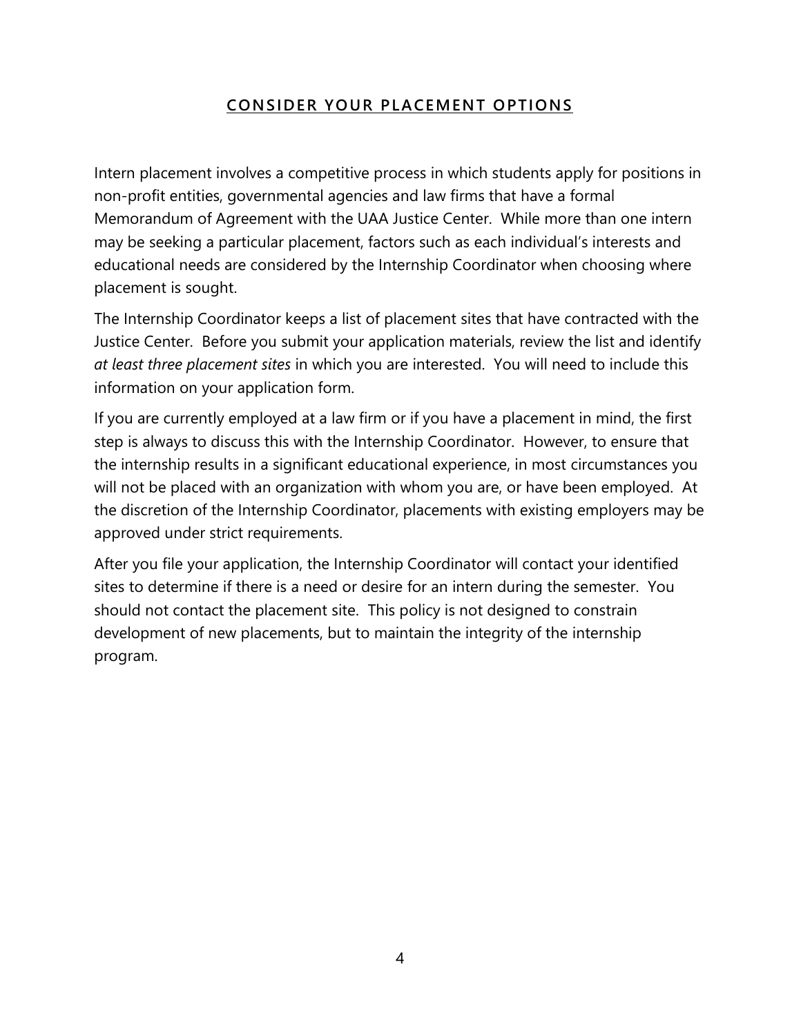## CONSIDER YOUR PLACEMENT OPTIONS

Intern placement involves a competitive process in which students apply for positions in non-profit entities, governmental agencies and law firms that have a formal Memorandum of Agreement with the UAA Justice Center. While more than one intern may be seeking a particular placement, factors such as each individual's interests and educational needs are considered by the Internship Coordinator when choosing where placement is sought.

The Internship Coordinator keeps a list of placement sites that have contracted with the Justice Center. Before you submit your application materials, review the list and identify *at least three placement sites* in which you are interested. You will need to include this information on your application form.

If you are currently employed at a law firm or if you have a placement in mind, the first step is always to discuss this with the Internship Coordinator. However, to ensure that the internship results in a significant educational experience, in most circumstances you will not be placed with an organization with whom you are, or have been employed. At the discretion of the Internship Coordinator, placements with existing employers may be approved under strict requirements.

After you file your application, the Internship Coordinator will contact your identified sites to determine if there is a need or desire for an intern during the semester. You should not contact the placement site. This policy is not designed to constrain development of new placements, but to maintain the integrity of the internship program.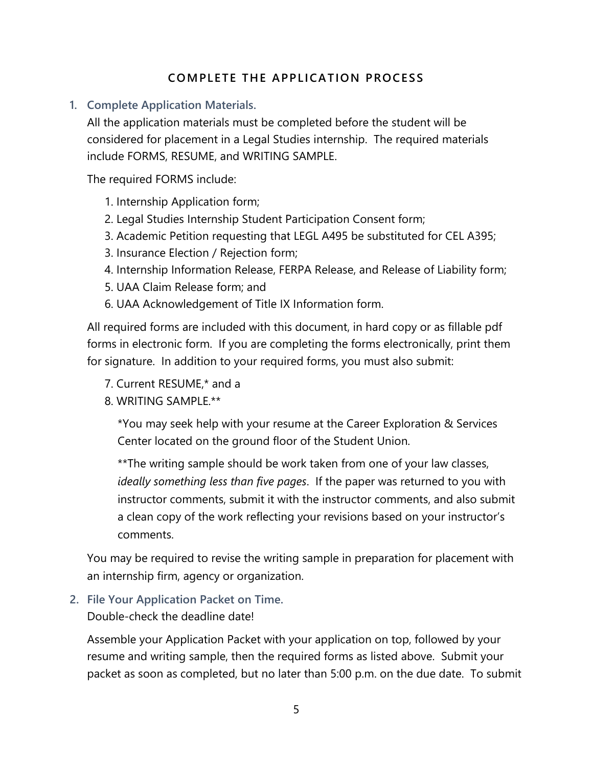## COMPLETE THE APPLICATION PROCESS

1. **Complete Application Materials.**
   All the application materials must be completed before the student will be considered for placement in a Legal Studies internship. The required materials include FORMS, RESUME, and WRITING SAMPLE.

   The required FORMS include:

   1. Internship Application form;
   2. Legal Studies Internship Student Participation Consent form;
   3. Academic Petition requesting that LEGL A495 be substituted for CEL A395;
   3. Insurance Election / Rejection form;
   4. Internship Information Release, FERPA Release, and Release of Liability form;
   5. UAA Claim Release form; and
   6. UAA Acknowledgement of Title IX Information form.

   All required forms are included with this document, in hard copy or as fillable pdf forms in electronic form. If you are completing the forms electronically, print them for signature. In addition to your required forms, you must also submit:

   7. Current RESUME,* and a
   8. WRITING SAMPLE.**

      *You may seek help with your resume at the Career Exploration & Services Center located on the ground floor of the Student Union.

      **The writing sample should be work taken from one of your law classes, *ideally something less than five pages*. If the paper was returned to you with instructor comments, submit it with the instructor comments, and also submit a clean copy of the work reflecting your revisions based on your instructor's comments.

   You may be required to revise the writing sample in preparation for placement with an internship firm, agency or organization.

2. **File Your Application Packet on Time.**
   Double-check the deadline date!

   Assemble your Application Packet with your application on top, followed by your resume and writing sample, then the required forms as listed above. Submit your packet as soon as completed, but no later than 5:00 p.m. on the due date. To submit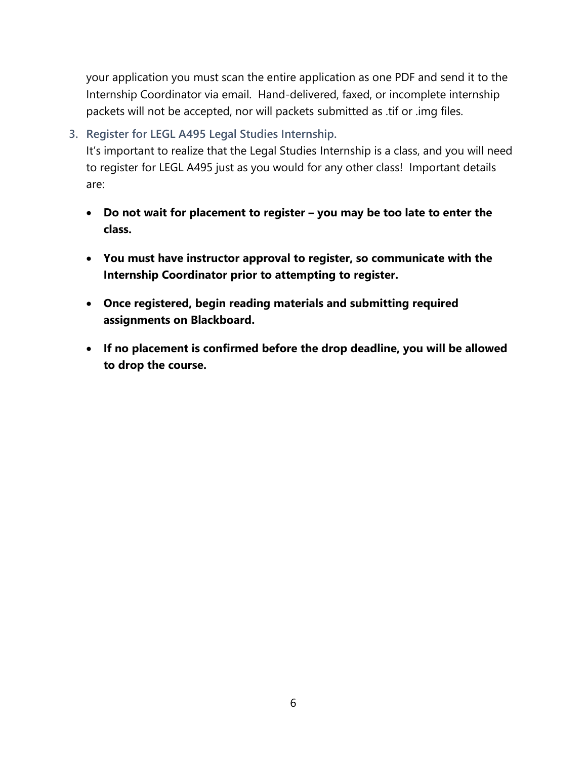your application you must scan the entire application as one PDF and send it to the Internship Coordinator via email. Hand-delivered, faxed, or incomplete internship packets will not be accepted, nor will packets submitted as .tif or .img files.

3. **Register for LEGL A495 Legal Studies Internship.**

   It's important to realize that the Legal Studies Internship is a class, and you will need to register for LEGL A495 just as you would for any other class! Important details are:

   - **Do not wait for placement to register – you may be too late to enter the class.**
   - **You must have instructor approval to register, so communicate with the Internship Coordinator prior to attempting to register.**
   - **Once registered, begin reading materials and submitting required assignments on Blackboard.**
   - **If no placement is confirmed before the drop deadline, you will be allowed to drop the course.**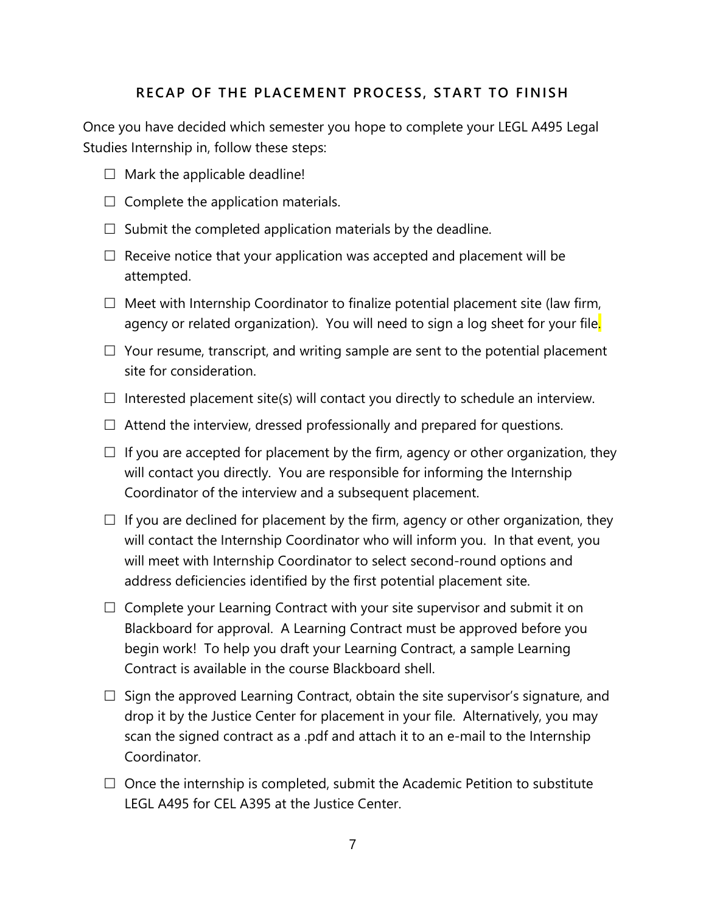## RECAP OF THE PLACEMENT PROCESS, START TO FINISH

Once you have decided which semester you hope to complete your LEGL A495 Legal Studies Internship in, follow these steps:

- ☐ Mark the applicable deadline!
- ☐ Complete the application materials.
- ☐ Submit the completed application materials by the deadline.
- ☐ Receive notice that your application was accepted and placement will be attempted.
- ☐ Meet with Internship Coordinator to finalize potential placement site (law firm, agency or related organization). You will need to sign a log sheet for your file.
- ☐ Your resume, transcript, and writing sample are sent to the potential placement site for consideration.
- ☐ Interested placement site(s) will contact you directly to schedule an interview.
- ☐ Attend the interview, dressed professionally and prepared for questions.
- ☐ If you are accepted for placement by the firm, agency or other organization, they will contact you directly. You are responsible for informing the Internship Coordinator of the interview and a subsequent placement.
- ☐ If you are declined for placement by the firm, agency or other organization, they will contact the Internship Coordinator who will inform you. In that event, you will meet with Internship Coordinator to select second-round options and address deficiencies identified by the first potential placement site.
- ☐ Complete your Learning Contract with your site supervisor and submit it on Blackboard for approval. A Learning Contract must be approved before you begin work! To help you draft your Learning Contract, a sample Learning Contract is available in the course Blackboard shell.
- ☐ Sign the approved Learning Contract, obtain the site supervisor's signature, and drop it by the Justice Center for placement in your file. Alternatively, you may scan the signed contract as a .pdf and attach it to an e-mail to the Internship Coordinator.
- ☐ Once the internship is completed, submit the Academic Petition to substitute LEGL A495 for CEL A395 at the Justice Center.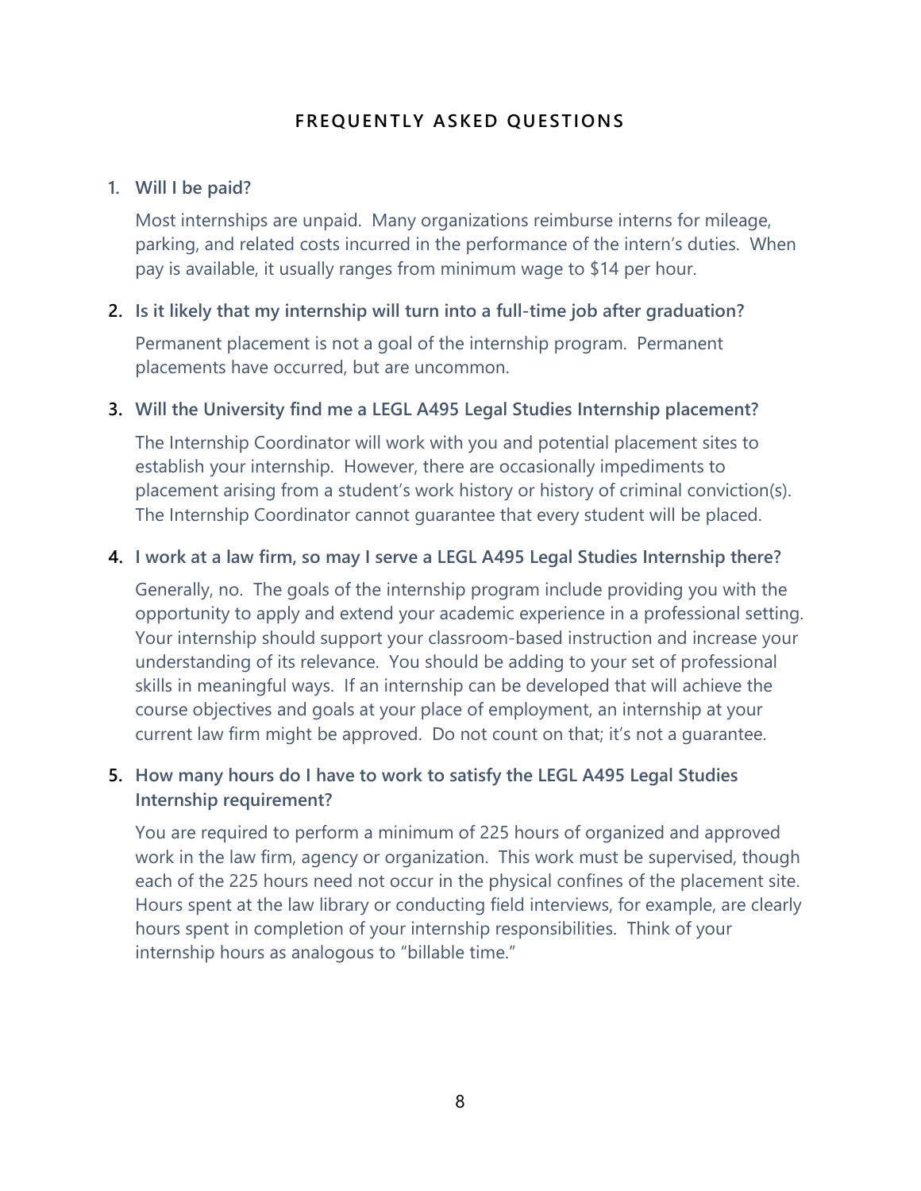## FREQUENTLY ASKED QUESTIONS

1. **Will I be paid?**

   Most internships are unpaid. Many organizations reimburse interns for mileage, parking, and related costs incurred in the performance of the intern's duties. When pay is available, it usually ranges from minimum wage to $14 per hour.

2. **Is it likely that my internship will turn into a full-time job after graduation?**

   Permanent placement is not a goal of the internship program. Permanent placements have occurred, but are uncommon.

3. **Will the University find me a LEGL A495 Legal Studies Internship placement?**

   The Internship Coordinator will work with you and potential placement sites to establish your internship. However, there are occasionally impediments to placement arising from a student's work history or history of criminal conviction(s). The Internship Coordinator cannot guarantee that every student will be placed.

4. **I work at a law firm, so may I serve a LEGL A495 Legal Studies Internship there?**

   Generally, no. The goals of the internship program include providing you with the opportunity to apply and extend your academic experience in a professional setting. Your internship should support your classroom-based instruction and increase your understanding of its relevance. You should be adding to your set of professional skills in meaningful ways. If an internship can be developed that will achieve the course objectives and goals at your place of employment, an internship at your current law firm might be approved. Do not count on that; it's not a guarantee.

5. **How many hours do I have to work to satisfy the LEGL A495 Legal Studies Internship requirement?**

   You are required to perform a minimum of 225 hours of organized and approved work in the law firm, agency or organization. This work must be supervised, though each of the 225 hours need not occur in the physical confines of the placement site. Hours spent at the law library or conducting field interviews, for example, are clearly hours spent in completion of your internship responsibilities. Think of your internship hours as analogous to "billable time."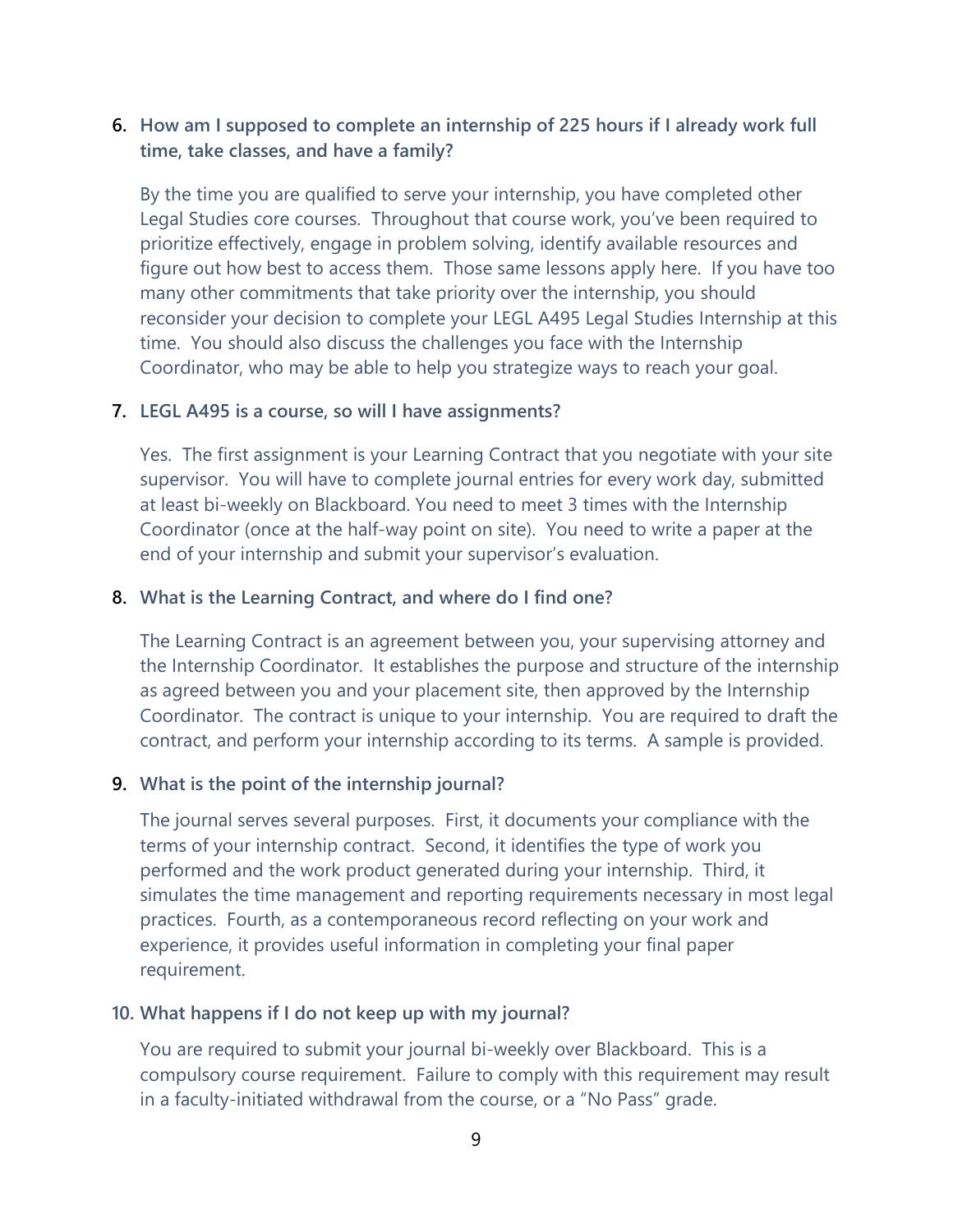6. **How am I supposed to complete an internship of 225 hours if I already work full time, take classes, and have a family?**

   By the time you are qualified to serve your internship, you have completed other Legal Studies core courses. Throughout that course work, you've been required to prioritize effectively, engage in problem solving, identify available resources and figure out how best to access them. Those same lessons apply here. If you have too many other commitments that take priority over the internship, you should reconsider your decision to complete your LEGL A495 Legal Studies Internship at this time. You should also discuss the challenges you face with the Internship Coordinator, who may be able to help you strategize ways to reach your goal.

7. **LEGL A495 is a course, so will I have assignments?**

   Yes. The first assignment is your Learning Contract that you negotiate with your site supervisor. You will have to complete journal entries for every work day, submitted at least bi-weekly on Blackboard. You need to meet 3 times with the Internship Coordinator (once at the half-way point on site). You need to write a paper at the end of your internship and submit your supervisor's evaluation.

8. **What is the Learning Contract, and where do I find one?**

   The Learning Contract is an agreement between you, your supervising attorney and the Internship Coordinator. It establishes the purpose and structure of the internship as agreed between you and your placement site, then approved by the Internship Coordinator. The contract is unique to your internship. You are required to draft the contract, and perform your internship according to its terms. A sample is provided.

9. **What is the point of the internship journal?**

   The journal serves several purposes. First, it documents your compliance with the terms of your internship contract. Second, it identifies the type of work you performed and the work product generated during your internship. Third, it simulates the time management and reporting requirements necessary in most legal practices. Fourth, as a contemporaneous record reflecting on your work and experience, it provides useful information in completing your final paper requirement.

10. **What happens if I do not keep up with my journal?**

    You are required to submit your journal bi-weekly over Blackboard. This is a compulsory course requirement. Failure to comply with this requirement may result in a faculty-initiated withdrawal from the course, or a "No Pass" grade.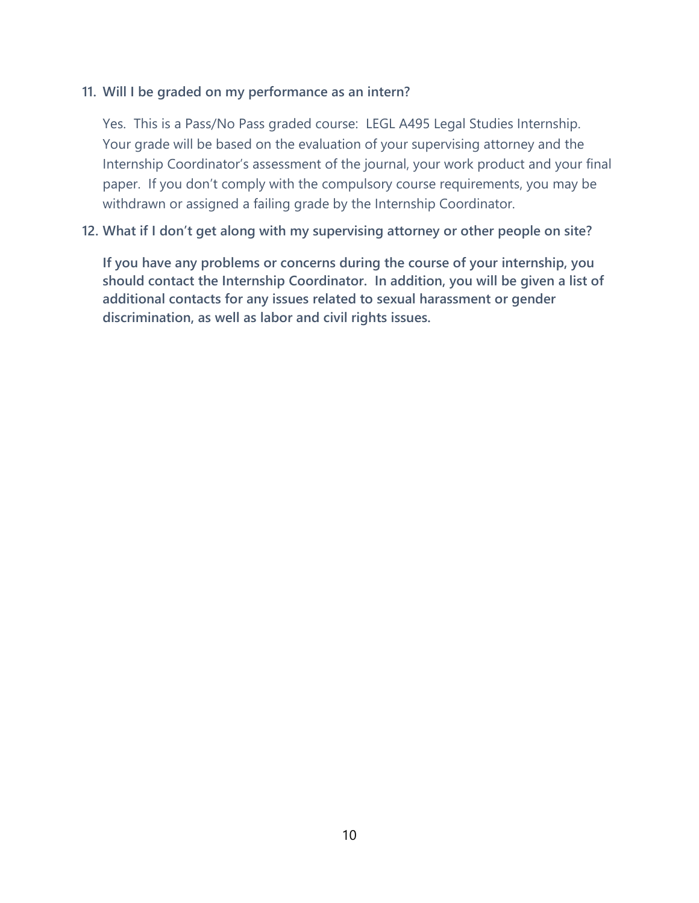**11. Will I be graded on my performance as an intern?**

Yes. This is a Pass/No Pass graded course: LEGL A495 Legal Studies Internship. Your grade will be based on the evaluation of your supervising attorney and the Internship Coordinator's assessment of the journal, your work product and your final paper. If you don't comply with the compulsory course requirements, you may be withdrawn or assigned a failing grade by the Internship Coordinator.

**12. What if I don't get along with my supervising attorney or other people on site?**

**If you have any problems or concerns during the course of your internship, you should contact the Internship Coordinator. In addition, you will be given a list of additional contacts for any issues related to sexual harassment or gender discrimination, as well as labor and civil rights issues.**